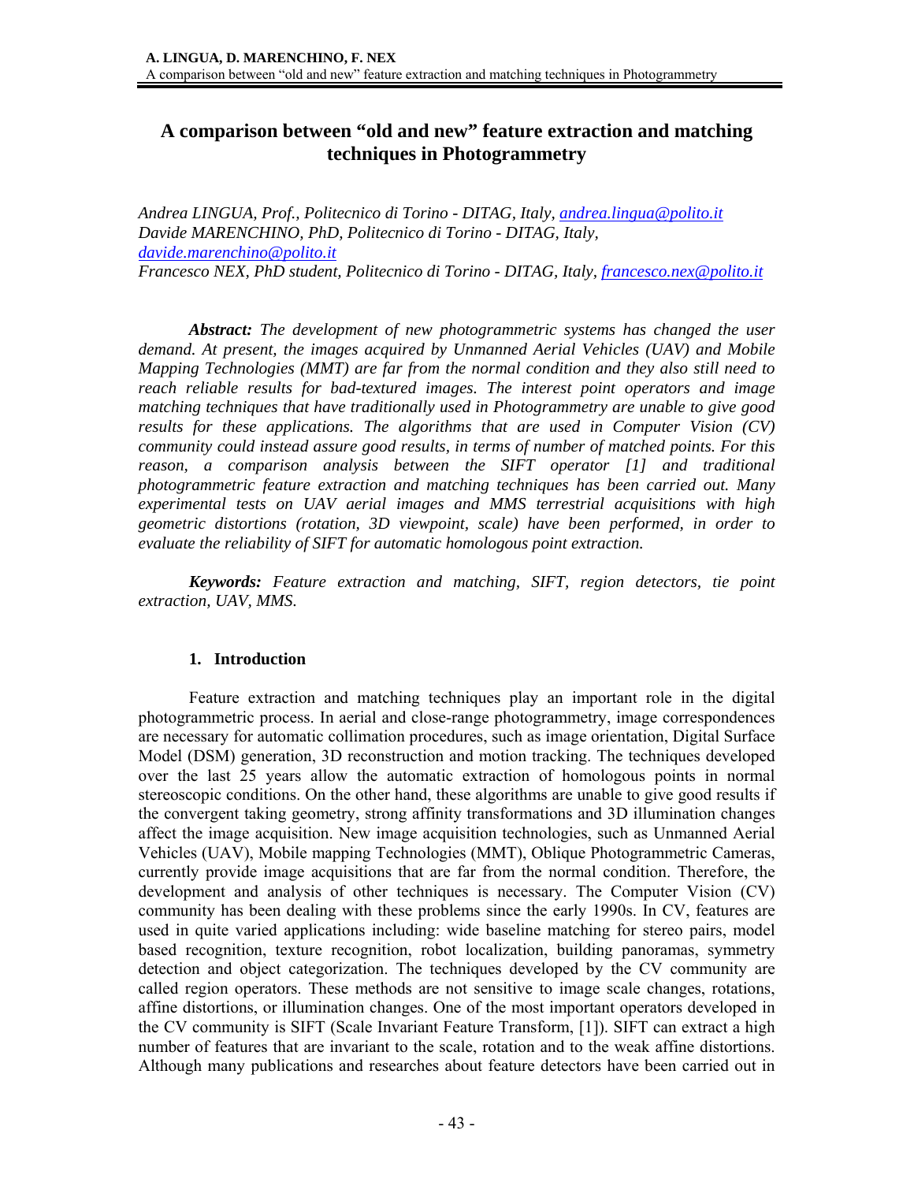# A comparison between "old and new" feature extraction and matching techniques in Photogrammetry

*Andrea LINGUA, Prof., Politecnico di Torino - DITAG, Italy, andrea.lingua@polito.it*
*Davide MARENCHINO, PhD, Politecnico di Torino - DITAG, Italy, davide.marenchino@polito.it*
*Francesco NEX, PhD student, Politecnico di Torino - DITAG, Italy, francesco.nex@polito.it*

***Abstract:*** *The development of new photogrammetric systems has changed the user demand. At present, the images acquired by Unmanned Aerial Vehicles (UAV) and Mobile Mapping Technologies (MMT) are far from the normal condition and they also still need to reach reliable results for bad-textured images. The interest point operators and image matching techniques that have traditionally used in Photogrammetry are unable to give good results for these applications. The algorithms that are used in Computer Vision (CV) community could instead assure good results, in terms of number of matched points. For this reason, a comparison analysis between the SIFT operator [1] and traditional photogrammetric feature extraction and matching techniques has been carried out. Many experimental tests on UAV aerial images and MMS terrestrial acquisitions with high geometric distortions (rotation, 3D viewpoint, scale) have been performed, in order to evaluate the reliability of SIFT for automatic homologous point extraction.*

***Keywords:*** *Feature extraction and matching, SIFT, region detectors, tie point extraction, UAV, MMS.*

## 1. Introduction

Feature extraction and matching techniques play an important role in the digital photogrammetric process. In aerial and close-range photogrammetry, image correspondences are necessary for automatic collimation procedures, such as image orientation, Digital Surface Model (DSM) generation, 3D reconstruction and motion tracking. The techniques developed over the last 25 years allow the automatic extraction of homologous points in normal stereoscopic conditions. On the other hand, these algorithms are unable to give good results if the convergent taking geometry, strong affinity transformations and 3D illumination changes affect the image acquisition. New image acquisition technologies, such as Unmanned Aerial Vehicles (UAV), Mobile mapping Technologies (MMT), Oblique Photogrammetric Cameras, currently provide image acquisitions that are far from the normal condition. Therefore, the development and analysis of other techniques is necessary. The Computer Vision (CV) community has been dealing with these problems since the early 1990s. In CV, features are used in quite varied applications including: wide baseline matching for stereo pairs, model based recognition, texture recognition, robot localization, building panoramas, symmetry detection and object categorization. The techniques developed by the CV community are called region operators. These methods are not sensitive to image scale changes, rotations, affine distortions, or illumination changes. One of the most important operators developed in the CV community is SIFT (Scale Invariant Feature Transform, [1]). SIFT can extract a high number of features that are invariant to the scale, rotation and to the weak affine distortions. Although many publications and researches about feature detectors have been carried out in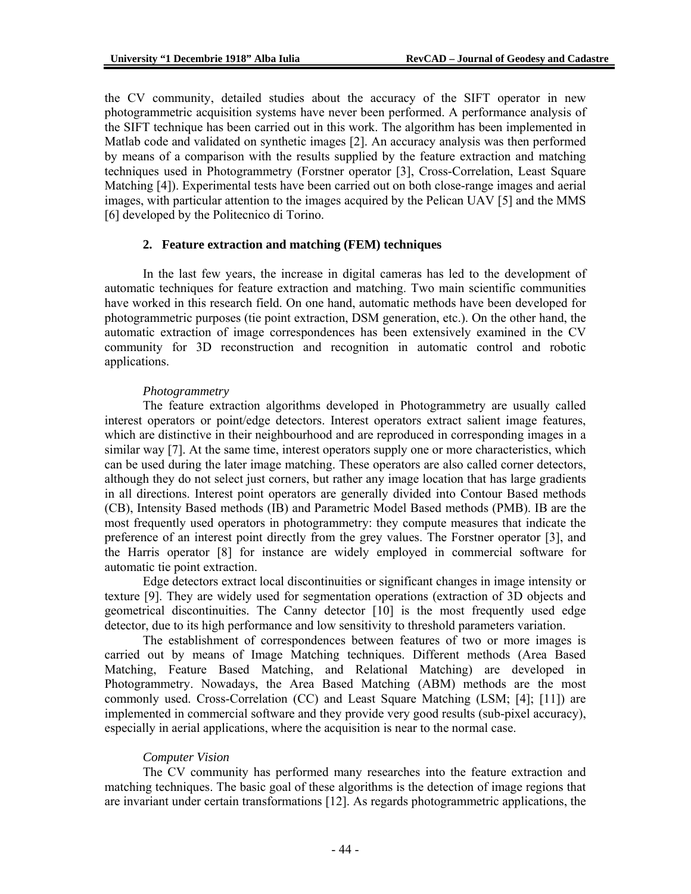the CV community, detailed studies about the accuracy of the SIFT operator in new photogrammetric acquisition systems have never been performed. A performance analysis of the SIFT technique has been carried out in this work. The algorithm has been implemented in Matlab code and validated on synthetic images [2]. An accuracy analysis was then performed by means of a comparison with the results supplied by the feature extraction and matching techniques used in Photogrammetry (Forstner operator [3], Cross-Correlation, Least Square Matching [4]). Experimental tests have been carried out on both close-range images and aerial images, with particular attention to the images acquired by the Pelican UAV [5] and the MMS [6] developed by the Politecnico di Torino.

## 2. Feature extraction and matching (FEM) techniques

In the last few years, the increase in digital cameras has led to the development of automatic techniques for feature extraction and matching. Two main scientific communities have worked in this research field. On one hand, automatic methods have been developed for photogrammetric purposes (tie point extraction, DSM generation, etc.). On the other hand, the automatic extraction of image correspondences has been extensively examined in the CV community for 3D reconstruction and recognition in automatic control and robotic applications.

*Photogrammetry*

The feature extraction algorithms developed in Photogrammetry are usually called interest operators or point/edge detectors. Interest operators extract salient image features, which are distinctive in their neighbourhood and are reproduced in corresponding images in a similar way [7]. At the same time, interest operators supply one or more characteristics, which can be used during the later image matching. These operators are also called corner detectors, although they do not select just corners, but rather any image location that has large gradients in all directions. Interest point operators are generally divided into Contour Based methods (CB), Intensity Based methods (IB) and Parametric Model Based methods (PMB). IB are the most frequently used operators in photogrammetry: they compute measures that indicate the preference of an interest point directly from the grey values. The Forstner operator [3], and the Harris operator [8] for instance are widely employed in commercial software for automatic tie point extraction.

Edge detectors extract local discontinuities or significant changes in image intensity or texture [9]. They are widely used for segmentation operations (extraction of 3D objects and geometrical discontinuities. The Canny detector [10] is the most frequently used edge detector, due to its high performance and low sensitivity to threshold parameters variation.

The establishment of correspondences between features of two or more images is carried out by means of Image Matching techniques. Different methods (Area Based Matching, Feature Based Matching, and Relational Matching) are developed in Photogrammetry. Nowadays, the Area Based Matching (ABM) methods are the most commonly used. Cross-Correlation (CC) and Least Square Matching (LSM; [4]; [11]) are implemented in commercial software and they provide very good results (sub-pixel accuracy), especially in aerial applications, where the acquisition is near to the normal case.

*Computer Vision*

The CV community has performed many researches into the feature extraction and matching techniques. The basic goal of these algorithms is the detection of image regions that are invariant under certain transformations [12]. As regards photogrammetric applications, the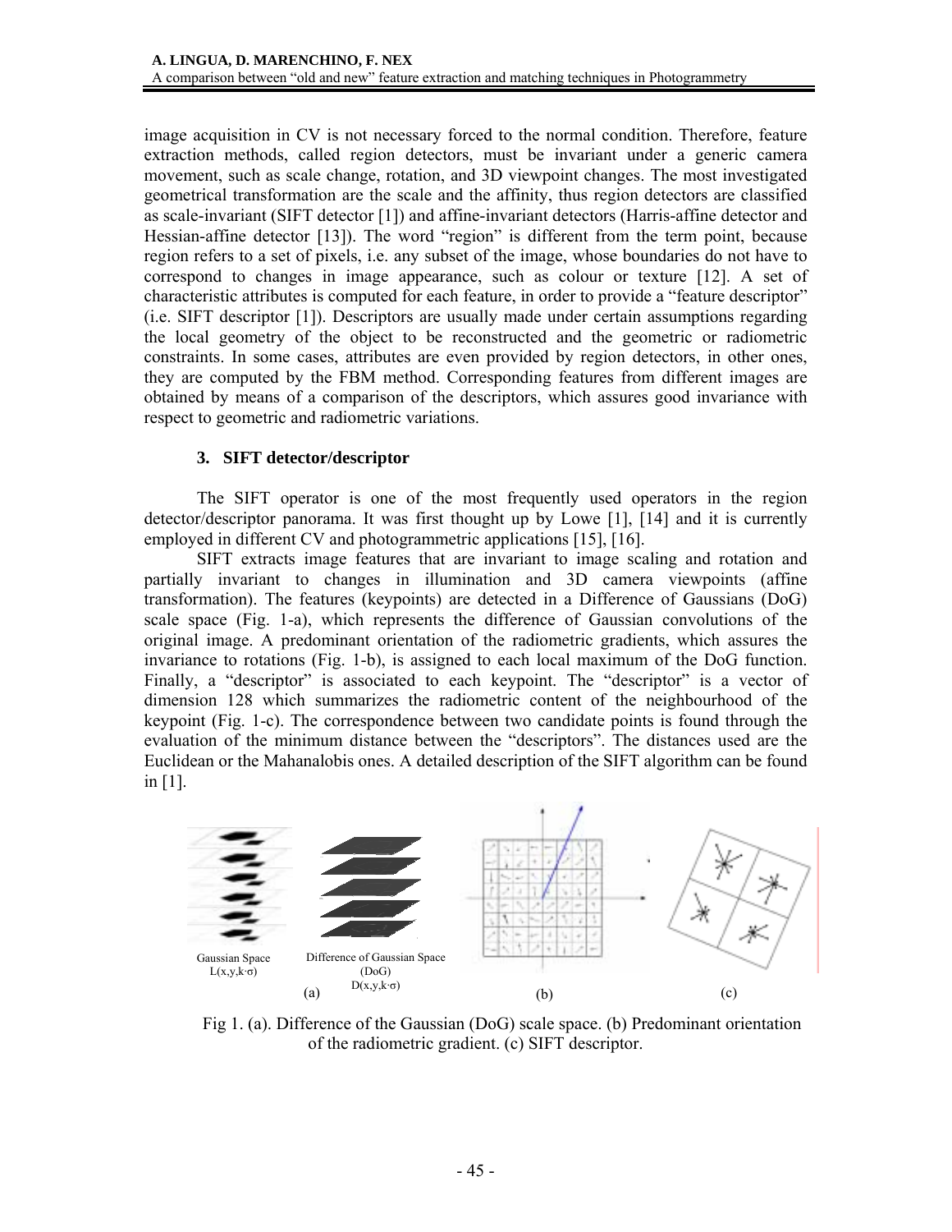image acquisition in CV is not necessary forced to the normal condition. Therefore, feature extraction methods, called region detectors, must be invariant under a generic camera movement, such as scale change, rotation, and 3D viewpoint changes. The most investigated geometrical transformation are the scale and the affinity, thus region detectors are classified as scale-invariant (SIFT detector [1]) and affine-invariant detectors (Harris-affine detector and Hessian-affine detector [13]). The word "region" is different from the term point, because region refers to a set of pixels, i.e. any subset of the image, whose boundaries do not have to correspond to changes in image appearance, such as colour or texture [12]. A set of characteristic attributes is computed for each feature, in order to provide a "feature descriptor" (i.e. SIFT descriptor [1]). Descriptors are usually made under certain assumptions regarding the local geometry of the object to be reconstructed and the geometric or radiometric constraints. In some cases, attributes are even provided by region detectors, in other ones, they are computed by the FBM method. Corresponding features from different images are obtained by means of a comparison of the descriptors, which assures good invariance with respect to geometric and radiometric variations.

## 3. SIFT detector/descriptor

The SIFT operator is one of the most frequently used operators in the region detector/descriptor panorama. It was first thought up by Lowe [1], [14] and it is currently employed in different CV and photogrammetric applications [15], [16].

SIFT extracts image features that are invariant to image scaling and rotation and partially invariant to changes in illumination and 3D camera viewpoints (affine transformation). The features (keypoints) are detected in a Difference of Gaussians (DoG) scale space (Fig. 1-a), which represents the difference of Gaussian convolutions of the original image. A predominant orientation of the radiometric gradients, which assures the invariance to rotations (Fig. 1-b), is assigned to each local maximum of the DoG function. Finally, a "descriptor" is associated to each keypoint. The "descriptor" is a vector of dimension 128 which summarizes the radiometric content of the neighbourhood of the keypoint (Fig. 1-c). The correspondence between two candidate points is found through the evaluation of the minimum distance between the "descriptors". The distances used are the Euclidean or the Mahanalobis ones. A detailed description of the SIFT algorithm can be found in [1].

Gaussian Space $L(x,y,k\cdot\sigma)$ — Difference of Gaussian Space (DoG) $D(x,y,k\cdot\sigma)$

(a) (b) (c)

Fig 1. (a). Difference of the Gaussian (DoG) scale space. (b) Predominant orientation of the radiometric gradient. (c) SIFT descriptor.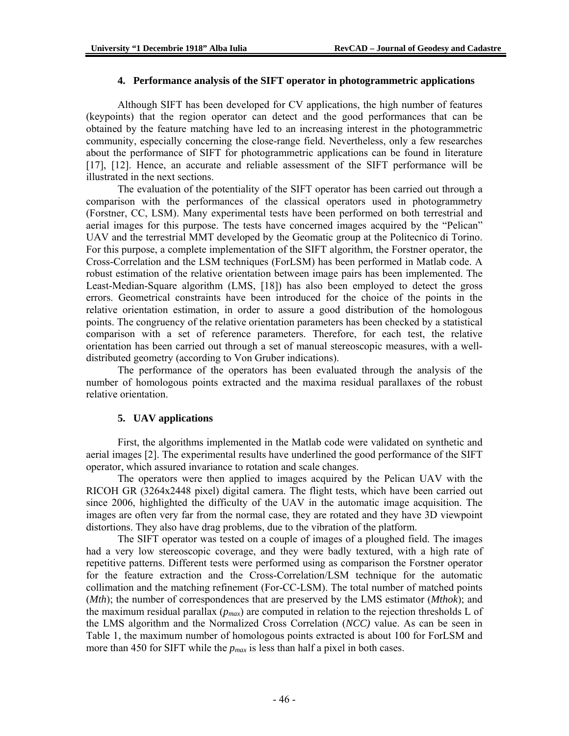## 4. Performance analysis of the SIFT operator in photogrammetric applications

Although SIFT has been developed for CV applications, the high number of features (keypoints) that the region operator can detect and the good performances that can be obtained by the feature matching have led to an increasing interest in the photogrammetric community, especially concerning the close-range field. Nevertheless, only a few researches about the performance of SIFT for photogrammetric applications can be found in literature [17], [12]. Hence, an accurate and reliable assessment of the SIFT performance will be illustrated in the next sections.

The evaluation of the potentiality of the SIFT operator has been carried out through a comparison with the performances of the classical operators used in photogrammetry (Forstner, CC, LSM). Many experimental tests have been performed on both terrestrial and aerial images for this purpose. The tests have concerned images acquired by the "Pelican" UAV and the terrestrial MMT developed by the Geomatic group at the Politecnico di Torino. For this purpose, a complete implementation of the SIFT algorithm, the Forstner operator, the Cross-Correlation and the LSM techniques (ForLSM) has been performed in Matlab code. A robust estimation of the relative orientation between image pairs has been implemented. The Least-Median-Square algorithm (LMS, [18]) has also been employed to detect the gross errors. Geometrical constraints have been introduced for the choice of the points in the relative orientation estimation, in order to assure a good distribution of the homologous points. The congruency of the relative orientation parameters has been checked by a statistical comparison with a set of reference parameters. Therefore, for each test, the relative orientation has been carried out through a set of manual stereoscopic measures, with a well-distributed geometry (according to Von Gruber indications).

The performance of the operators has been evaluated through the analysis of the number of homologous points extracted and the maxima residual parallaxes of the robust relative orientation.

## 5. UAV applications

First, the algorithms implemented in the Matlab code were validated on synthetic and aerial images [2]. The experimental results have underlined the good performance of the SIFT operator, which assured invariance to rotation and scale changes.

The operators were then applied to images acquired by the Pelican UAV with the RICOH GR (3264x2448 pixel) digital camera. The flight tests, which have been carried out since 2006, highlighted the difficulty of the UAV in the automatic image acquisition. The images are often very far from the normal case, they are rotated and they have 3D viewpoint distortions. They also have drag problems, due to the vibration of the platform.

The SIFT operator was tested on a couple of images of a ploughed field. The images had a very low stereoscopic coverage, and they were badly textured, with a high rate of repetitive patterns. Different tests were performed using as comparison the Forstner operator for the feature extraction and the Cross-Correlation/LSM technique for the automatic collimation and the matching refinement (For-CC-LSM). The total number of matched points (*Mth*); the number of correspondences that are preserved by the LMS estimator (*Mthok*); and the maximum residual parallax ($p_{max}$) are computed in relation to the rejection thresholds L of the LMS algorithm and the Normalized Cross Correlation (*NCC)* value. As can be seen in Table 1, the maximum number of homologous points extracted is about 100 for ForLSM and more than 450 for SIFT while the $p_{max}$ is less than half a pixel in both cases.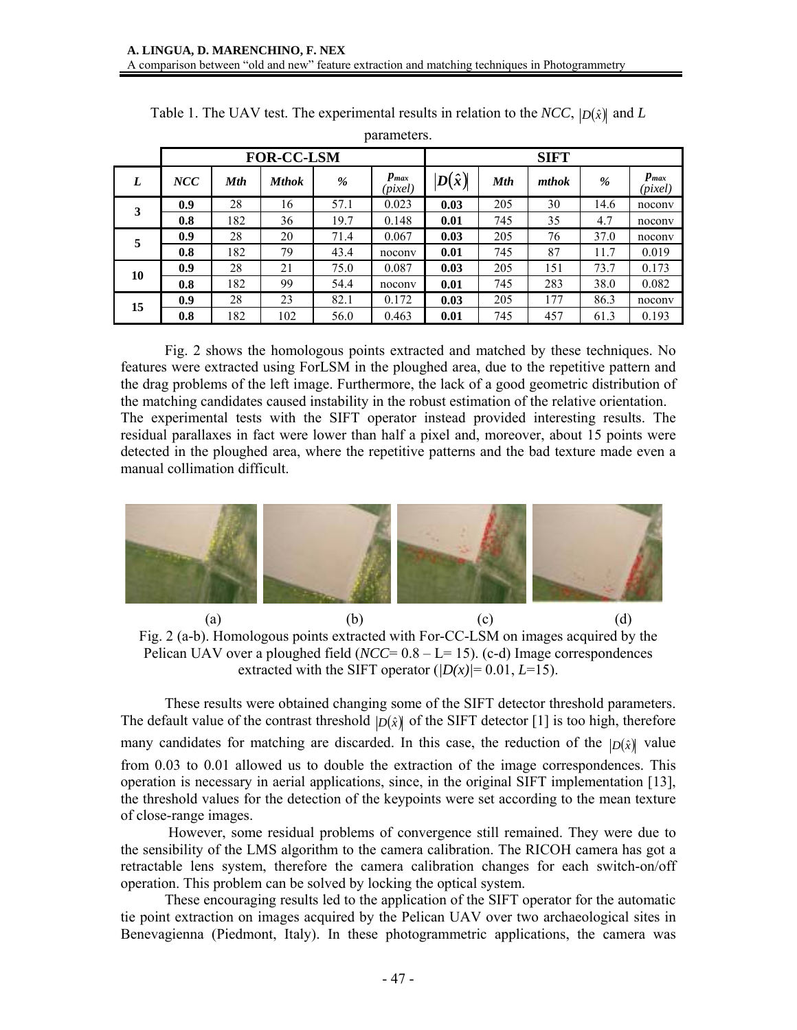Table 1. The UAV test. The experimental results in relation to the *NCC*, $|D(\hat{x})|$ and *L* parameters.

| | FOR-CC-LSM | | | | | SIFT | | | | |
|---|---|---|---|---|---|---|---|---|---|---|
| ***L*** | ***NCC*** | ***Mth*** | ***Mthok*** | ***%*** | $p_{max}$ *(pixel)* | $\lvert D(\hat{x})\rvert$ | ***Mth*** | ***mthok*** | ***%*** | $p_{max}$ *(pixel)* |
| **3** | **0.9** | 28 | 16 | 57.1 | 0.023 | **0.03** | 205 | 30 | 14.6 | noconv |
| | **0.8** | 182 | 36 | 19.7 | 0.148 | **0.01** | 745 | 35 | 4.7 | noconv |
| **5** | **0.9** | 28 | 20 | 71.4 | 0.067 | **0.03** | 205 | 76 | 37.0 | noconv |
| | **0.8** | 182 | 79 | 43.4 | noconv | **0.01** | 745 | 87 | 11.7 | 0.019 |
| **10** | **0.9** | 28 | 21 | 75.0 | 0.087 | **0.03** | 205 | 151 | 73.7 | 0.173 |
| | **0.8** | 182 | 99 | 54.4 | noconv | **0.01** | 745 | 283 | 38.0 | 0.082 |
| **15** | **0.9** | 28 | 23 | 82.1 | 0.172 | **0.03** | 205 | 177 | 86.3 | noconv |
| | **0.8** | 182 | 102 | 56.0 | 0.463 | **0.01** | 745 | 457 | 61.3 | 0.193 |

Fig. 2 shows the homologous points extracted and matched by these techniques. No features were extracted using ForLSM in the ploughed area, due to the repetitive pattern and the drag problems of the left image. Furthermore, the lack of a good geometric distribution of the matching candidates caused instability in the robust estimation of the relative orientation. The experimental tests with the SIFT operator instead provided interesting results. The residual parallaxes in fact were lower than half a pixel and, moreover, about 15 points were detected in the ploughed area, where the repetitive patterns and the bad texture made even a manual collimation difficult.

(a) (b) (c) (d)

Fig. 2 (a-b). Homologous points extracted with For-CC-LSM on images acquired by the Pelican UAV over a ploughed field (*NCC*= 0.8 – L= 15). (c-d) Image correspondences extracted with the SIFT operator ($|D(x)|$= 0.01, *L*=15).

These results were obtained changing some of the SIFT detector threshold parameters. The default value of the contrast threshold $|D(\hat{x})|$ of the SIFT detector [1] is too high, therefore many candidates for matching are discarded. In this case, the reduction of the $|D(\hat{x})|$ value from 0.03 to 0.01 allowed us to double the extraction of the image correspondences. This operation is necessary in aerial applications, since, in the original SIFT implementation [13], the threshold values for the detection of the keypoints were set according to the mean texture of close-range images.

However, some residual problems of convergence still remained. They were due to the sensibility of the LMS algorithm to the camera calibration. The RICOH camera has got a retractable lens system, therefore the camera calibration changes for each switch-on/off operation. This problem can be solved by locking the optical system.

These encouraging results led to the application of the SIFT operator for the automatic tie point extraction on images acquired by the Pelican UAV over two archaeological sites in Benevagienna (Piedmont, Italy). In these photogrammetric applications, the camera was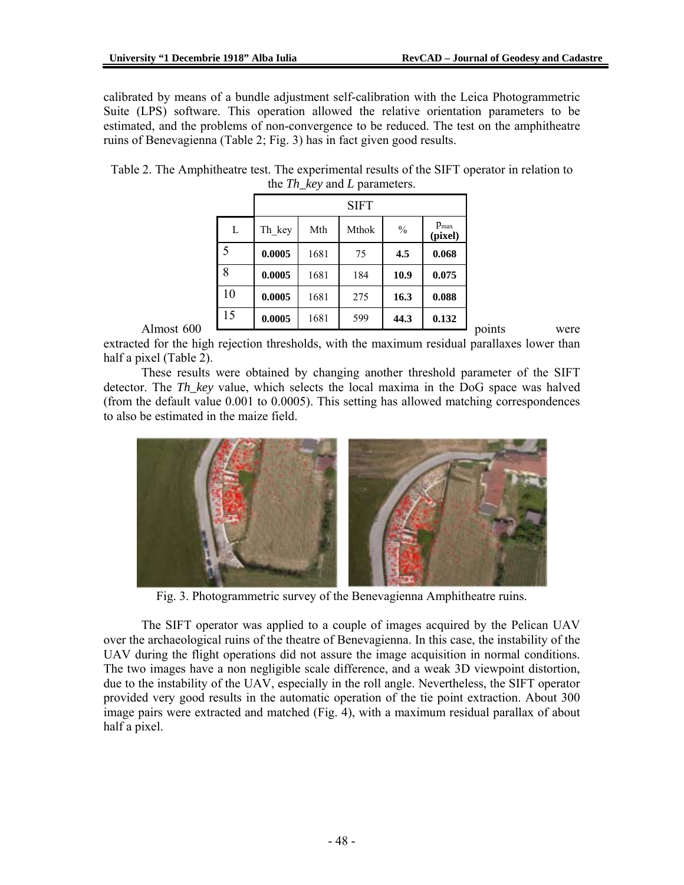calibrated by means of a bundle adjustment self-calibration with the Leica Photogrammetric Suite (LPS) software. This operation allowed the relative orientation parameters to be estimated, and the problems of non-convergence to be reduced. The test on the amphitheatre ruins of Benevagienna (Table 2; Fig. 3) has in fact given good results.

Table 2. The Amphitheatre test. The experimental results of the SIFT operator in relation to the *Th_key* and *L* parameters.

| | SIFT | | | | |
|---|---|---|---|---|---|
| L | Th_key | Mth | Mthok | % | $p_{max}$ **(pixel)** |
| 5 | **0.0005** | 1681 | 75 | **4.5** | **0.068** |
| 8 | **0.0005** | 1681 | 184 | **10.9** | **0.075** |
| 10 | **0.0005** | 1681 | 275 | **16.3** | **0.088** |
| 15 | **0.0005** | 1681 | 599 | **44.3** | **0.132** |

Almost 600 points were extracted for the high rejection thresholds, with the maximum residual parallaxes lower than half a pixel (Table 2).

These results were obtained by changing another threshold parameter of the SIFT detector. The *Th_key* value, which selects the local maxima in the DoG space was halved (from the default value 0.001 to 0.0005). This setting has allowed matching correspondences to also be estimated in the maize field.

Fig. 3. Photogrammetric survey of the Benevagienna Amphitheatre ruins.

The SIFT operator was applied to a couple of images acquired by the Pelican UAV over the archaeological ruins of the theatre of Benevagienna. In this case, the instability of the UAV during the flight operations did not assure the image acquisition in normal conditions. The two images have a non negligible scale difference, and a weak 3D viewpoint distortion, due to the instability of the UAV, especially in the roll angle. Nevertheless, the SIFT operator provided very good results in the automatic operation of the tie point extraction. About 300 image pairs were extracted and matched (Fig. 4), with a maximum residual parallax of about half a pixel.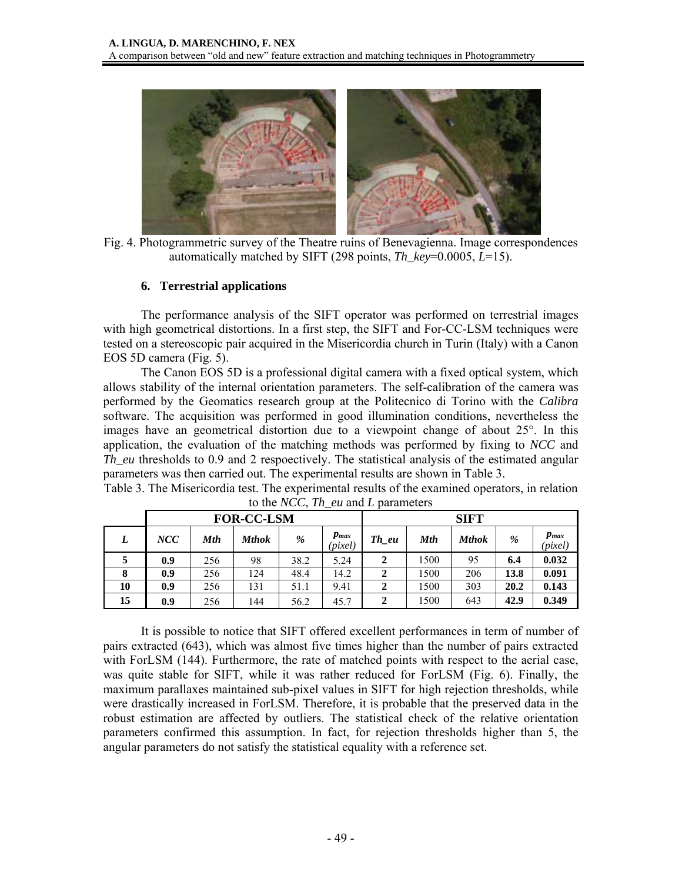Fig. 4. Photogrammetric survey of the Theatre ruins of Benevagienna. Image correspondences automatically matched by SIFT (298 points, *Th_key*=0.0005, *L*=15).

### 6. Terrestrial applications

The performance analysis of the SIFT operator was performed on terrestrial images with high geometrical distortions. In a first step, the SIFT and For-CC-LSM techniques were tested on a stereoscopic pair acquired in the Misericordia church in Turin (Italy) with a Canon EOS 5D camera (Fig. 5).

The Canon EOS 5D is a professional digital camera with a fixed optical system, which allows stability of the internal orientation parameters. The self-calibration of the camera was performed by the Geomatics research group at the Politecnico di Torino with the *Calibra* software. The acquisition was performed in good illumination conditions, nevertheless the images have an geometrical distortion due to a viewpoint change of about 25°. In this application, the evaluation of the matching methods was performed by fixing to *NCC* and *Th_eu* thresholds to 0.9 and 2 respoectively. The statistical analysis of the estimated angular parameters was then carried out. The experimental results are shown in Table 3.

Table 3. The Misericordia test. The experimental results of the examined operators, in relation to the *NCC*, *Th_eu* and *L* parameters

| | **FOR-CC-LSM** | | | | | **SIFT** | | | | |
|---|---|---|---|---|---|---|---|---|---|---|
| ***L*** | ***NCC*** | ***Mth*** | ***Mthok*** | ***%*** | $p_{max}$ *(pixel)* | ***Th_eu*** | ***Mth*** | ***Mthok*** | ***%*** | $p_{max}$ *(pixel)* |
| **5** | **0.9** | 256 | 98 | 38.2 | 5.24 | **2** | 1500 | 95 | **6.4** | **0.032** |
| **8** | **0.9** | 256 | 124 | 48.4 | 14.2 | **2** | 1500 | 206 | **13.8** | **0.091** |
| **10** | **0.9** | 256 | 131 | 51.1 | 9.41 | **2** | 1500 | 303 | **20.2** | **0.143** |
| **15** | **0.9** | 256 | 144 | 56.2 | 45.7 | **2** | 1500 | 643 | **42.9** | **0.349** |

It is possible to notice that SIFT offered excellent performances in term of number of pairs extracted (643), which was almost five times higher than the number of pairs extracted with ForLSM (144). Furthermore, the rate of matched points with respect to the aerial case, was quite stable for SIFT, while it was rather reduced for ForLSM (Fig. 6). Finally, the maximum parallaxes maintained sub-pixel values in SIFT for high rejection thresholds, while were drastically increased in ForLSM. Therefore, it is probable that the preserved data in the robust estimation are affected by outliers. The statistical check of the relative orientation parameters confirmed this assumption. In fact, for rejection thresholds higher than 5, the angular parameters do not satisfy the statistical equality with a reference set.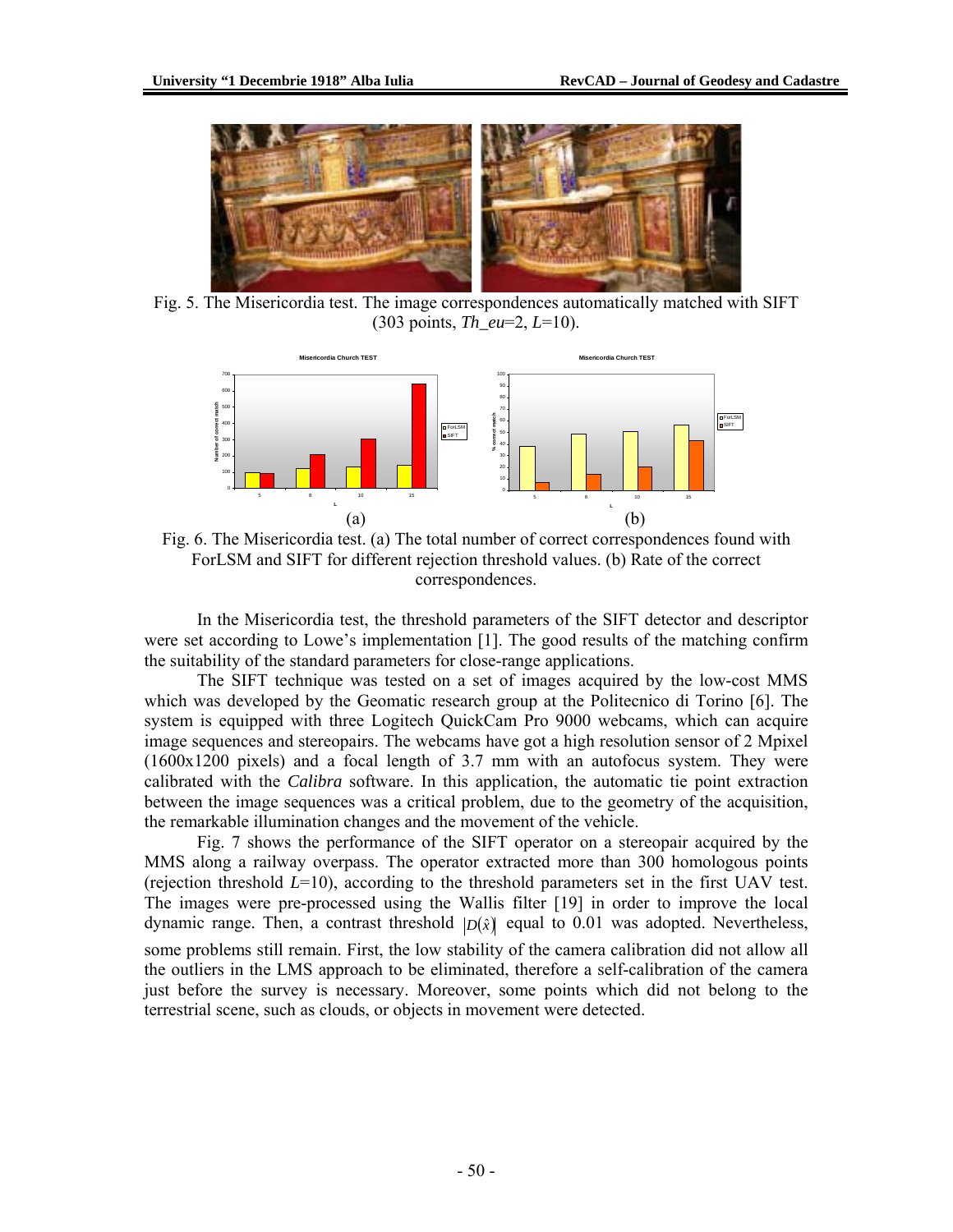Fig. 5. The Misericordia test. The image correspondences automatically matched with SIFT (303 points, *Th_eu*=2, *L*=10).

Misericordia Church TEST

Number of correct match

700
600
500
400
300
200
100
0

5 8 10 15

L

ForLSM
SIFT

Misericordia Church TEST

% correct match

100
90
80
70
60
50
40
30
20
10
0

5 8 10 15

L

ForLSM
SIFT

(a) (b)

Fig. 6. The Misericordia test. (a) The total number of correct correspondences found with ForLSM and SIFT for different rejection threshold values. (b) Rate of the correct correspondences.

In the Misericordia test, the threshold parameters of the SIFT detector and descriptor were set according to Lowe's implementation [1]. The good results of the matching confirm the suitability of the standard parameters for close-range applications.

The SIFT technique was tested on a set of images acquired by the low-cost MMS which was developed by the Geomatic research group at the Politecnico di Torino [6]. The system is equipped with three Logitech QuickCam Pro 9000 webcams, which can acquire image sequences and stereopairs. The webcams have got a high resolution sensor of 2 Mpixel (1600x1200 pixels) and a focal length of 3.7 mm with an autofocus system. They were calibrated with the *Calibra* software. In this application, the automatic tie point extraction between the image sequences was a critical problem, due to the geometry of the acquisition, the remarkable illumination changes and the movement of the vehicle.

Fig. 7 shows the performance of the SIFT operator on a stereopair acquired by the MMS along a railway overpass. The operator extracted more than 300 homologous points (rejection threshold *L*=10), according to the threshold parameters set in the first UAV test. The images were pre-processed using the Wallis filter [19] in order to improve the local dynamic range. Then, a contrast threshold $|D(\hat{x})|$ equal to 0.01 was adopted. Nevertheless, some problems still remain. First, the low stability of the camera calibration did not allow all the outliers in the LMS approach to be eliminated, therefore a self-calibration of the camera just before the survey is necessary. Moreover, some points which did not belong to the terrestrial scene, such as clouds, or objects in movement were detected.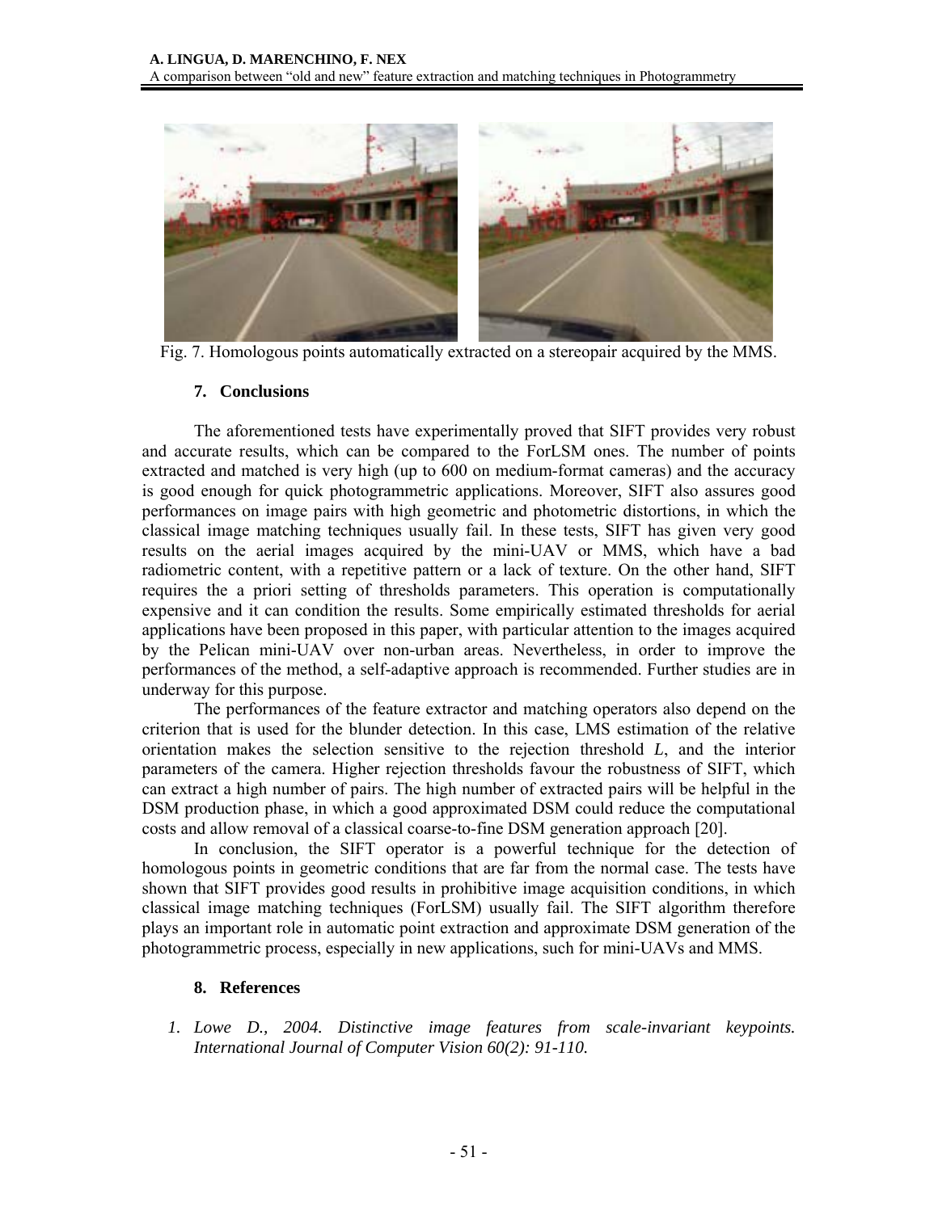Fig. 7. Homologous points automatically extracted on a stereopair acquired by the MMS.

## 7. Conclusions

The aforementioned tests have experimentally proved that SIFT provides very robust and accurate results, which can be compared to the ForLSM ones. The number of points extracted and matched is very high (up to 600 on medium-format cameras) and the accuracy is good enough for quick photogrammetric applications. Moreover, SIFT also assures good performances on image pairs with high geometric and photometric distortions, in which the classical image matching techniques usually fail. In these tests, SIFT has given very good results on the aerial images acquired by the mini-UAV or MMS, which have a bad radiometric content, with a repetitive pattern or a lack of texture. On the other hand, SIFT requires the a priori setting of thresholds parameters. This operation is computationally expensive and it can condition the results. Some empirically estimated thresholds for aerial applications have been proposed in this paper, with particular attention to the images acquired by the Pelican mini-UAV over non-urban areas. Nevertheless, in order to improve the performances of the method, a self-adaptive approach is recommended. Further studies are in underway for this purpose.

The performances of the feature extractor and matching operators also depend on the criterion that is used for the blunder detection. In this case, LMS estimation of the relative orientation makes the selection sensitive to the rejection threshold *L*, and the interior parameters of the camera. Higher rejection thresholds favour the robustness of SIFT, which can extract a high number of pairs. The high number of extracted pairs will be helpful in the DSM production phase, in which a good approximated DSM could reduce the computational costs and allow removal of a classical coarse-to-fine DSM generation approach [20].

In conclusion, the SIFT operator is a powerful technique for the detection of homologous points in geometric conditions that are far from the normal case. The tests have shown that SIFT provides good results in prohibitive image acquisition conditions, in which classical image matching techniques (ForLSM) usually fail. The SIFT algorithm therefore plays an important role in automatic point extraction and approximate DSM generation of the photogrammetric process, especially in new applications, such for mini-UAVs and MMS.

## 8. References

1. *Lowe D., 2004. Distinctive image features from scale-invariant keypoints. International Journal of Computer Vision 60(2): 91-110.*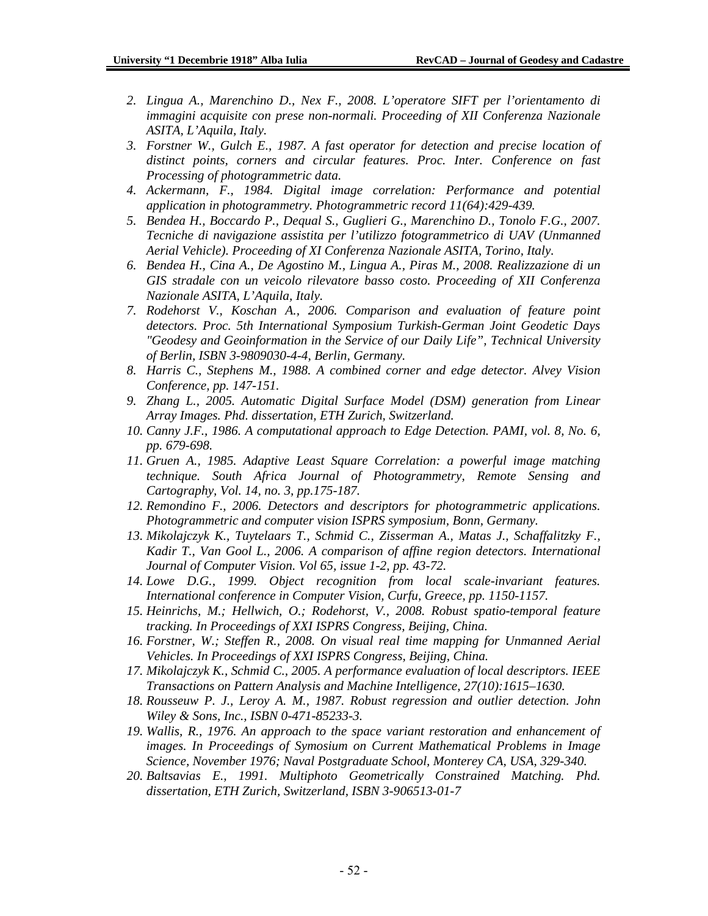2. *Lingua A., Marenchino D., Nex F., 2008. L'operatore SIFT per l'orientamento di immagini acquisite con prese non-normali. Proceeding of XII Conferenza Nazionale ASITA, L'Aquila, Italy.*
3. *Forstner W., Gulch E., 1987. A fast operator for detection and precise location of distinct points, corners and circular features. Proc. Inter. Conference on fast Processing of photogrammetric data.*
4. *Ackermann, F., 1984. Digital image correlation: Performance and potential application in photogrammetry. Photogrammetric record 11(64):429-439.*
5. *Bendea H., Boccardo P., Dequal S., Guglieri G., Marenchino D., Tonolo F.G., 2007. Tecniche di navigazione assistita per l'utilizzo fotogrammetrico di UAV (Unmanned Aerial Vehicle). Proceeding of XI Conferenza Nazionale ASITA, Torino, Italy.*
6. *Bendea H., Cina A., De Agostino M., Lingua A., Piras M., 2008. Realizzazione di un GIS stradale con un veicolo rilevatore basso costo. Proceeding of XII Conferenza Nazionale ASITA, L'Aquila, Italy.*
7. *Rodehorst V., Koschan A., 2006. Comparison and evaluation of feature point detectors. Proc. 5th International Symposium Turkish-German Joint Geodetic Days "Geodesy and Geoinformation in the Service of our Daily Life", Technical University of Berlin, ISBN 3-9809030-4-4, Berlin, Germany.*
8. *Harris C., Stephens M., 1988. A combined corner and edge detector. Alvey Vision Conference, pp. 147-151.*
9. *Zhang L., 2005. Automatic Digital Surface Model (DSM) generation from Linear Array Images. Phd. dissertation, ETH Zurich, Switzerland.*
10. *Canny J.F., 1986. A computational approach to Edge Detection. PAMI, vol. 8, No. 6, pp. 679-698.*
11. *Gruen A., 1985. Adaptive Least Square Correlation: a powerful image matching technique. South Africa Journal of Photogrammetry, Remote Sensing and Cartography, Vol. 14, no. 3, pp.175-187.*
12. *Remondino F., 2006. Detectors and descriptors for photogrammetric applications. Photogrammetric and computer vision ISPRS symposium, Bonn, Germany.*
13. *Mikolajczyk K., Tuytelaars T., Schmid C., Zisserman A., Matas J., Schaffalitzky F., Kadir T., Van Gool L., 2006. A comparison of affine region detectors. International Journal of Computer Vision. Vol 65, issue 1-2, pp. 43-72.*
14. *Lowe D.G., 1999. Object recognition from local scale-invariant features. International conference in Computer Vision, Curfu, Greece, pp. 1150-1157.*
15. *Heinrichs, M.; Hellwich, O.; Rodehorst, V., 2008. Robust spatio-temporal feature tracking. In Proceedings of XXI ISPRS Congress, Beijing, China.*
16. *Forstner, W.; Steffen R., 2008. On visual real time mapping for Unmanned Aerial Vehicles. In Proceedings of XXI ISPRS Congress, Beijing, China.*
17. *Mikolajczyk K., Schmid C., 2005. A performance evaluation of local descriptors. IEEE Transactions on Pattern Analysis and Machine Intelligence, 27(10):1615–1630.*
18. *Rousseuw P. J., Leroy A. M., 1987. Robust regression and outlier detection. John Wiley & Sons, Inc., ISBN 0-471-85233-3.*
19. *Wallis, R., 1976. An approach to the space variant restoration and enhancement of images. In Proceedings of Symosium on Current Mathematical Problems in Image Science, November 1976; Naval Postgraduate School, Monterey CA, USA, 329-340.*
20. *Baltsavias E., 1991. Multiphoto Geometrically Constrained Matching. Phd. dissertation, ETH Zurich, Switzerland, ISBN 3-906513-01-7*